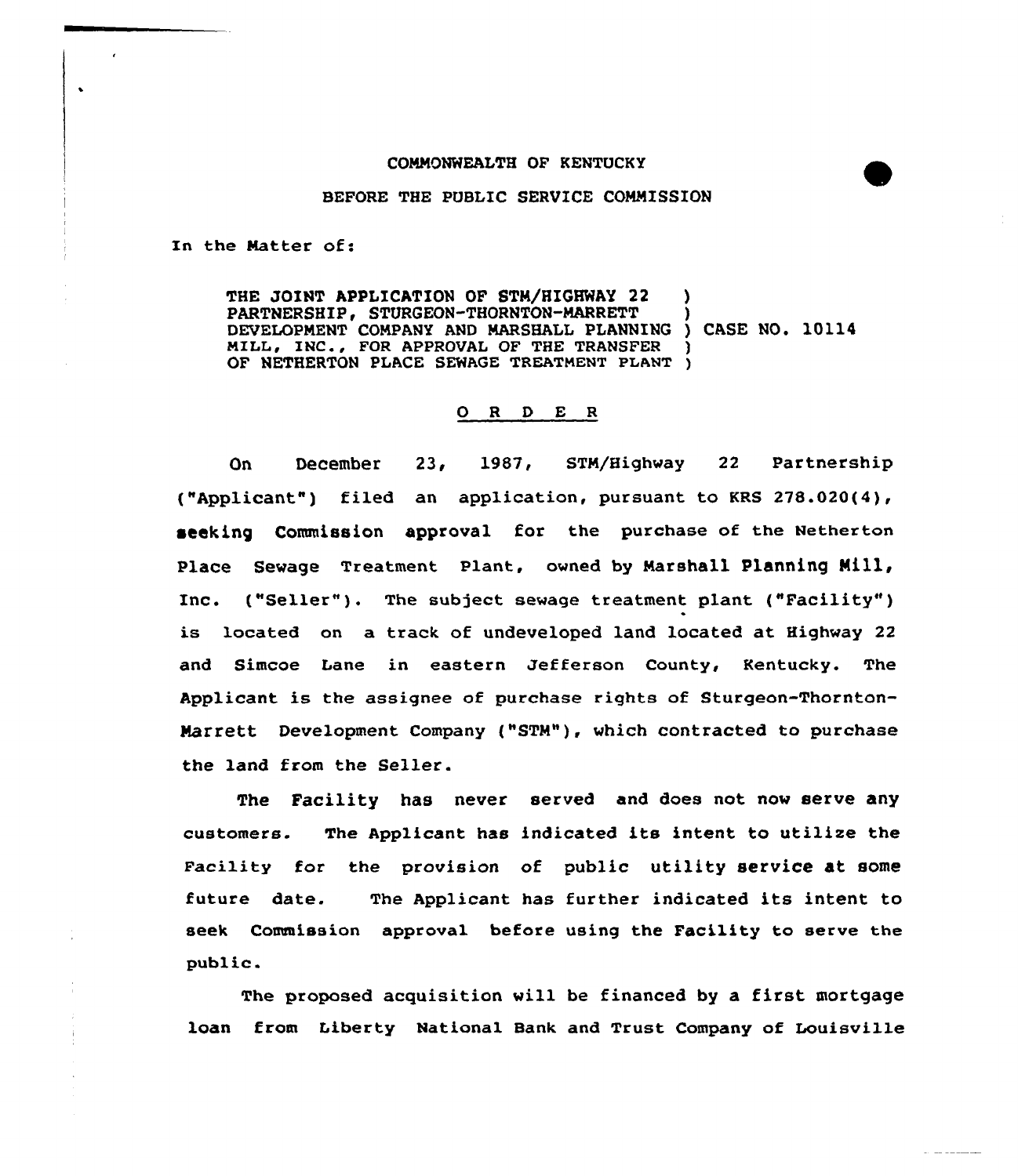COMMONWEALTH OF KENTUCKY

BEFORE THE PUBLIC SERVICE COMMISSION

In the Matter of:

THE JOINT APPLICATION OF STM/HIGHWAY 22 PARTNERSHIP, STURGEON-THORNTON-MARRETT DEVELOPMENT COMPANY AND MARSHALL PLANNING MILL, INC., FOR APPROVAL OF THE TRANSFER OF NETHERTON PLACE SEWAGE TREATMENT PLANT ) CASE NO. 10114

O R D E R

On December 23, 1987, STM/Highway 22 Partnership ("Applicant") filed an application, pursuant to KRS 278.020(4), seeking Commission approval for the purchase of the Netherton Place Sewage Treatment Plant, owned by Marshall Planning Mill, Inc. ("Seller"). The subject sewage treatment plant ("Facility") is located on a track of undeveloped land located at Highway 22 and Simcoe Lane in eastern Jefferson County, Kentucky. The Applicant is the assignee of purchase rights of Sturgeon-Thornton-Marrett Development Company ("STM"), which contracted to purchase the land from the Seller.

The Facility has never served and does not now serve any customers. The Applicant has indicated its intent to utilize the Facility for the provision of public utility service at some future date. The Applicant has further indicated its intent to seek Commission approval before using the Facility to serve the public.

The proposed acquisition will be financed by a first mortgage loan from Liberty National Bank and Trust Company of Louisville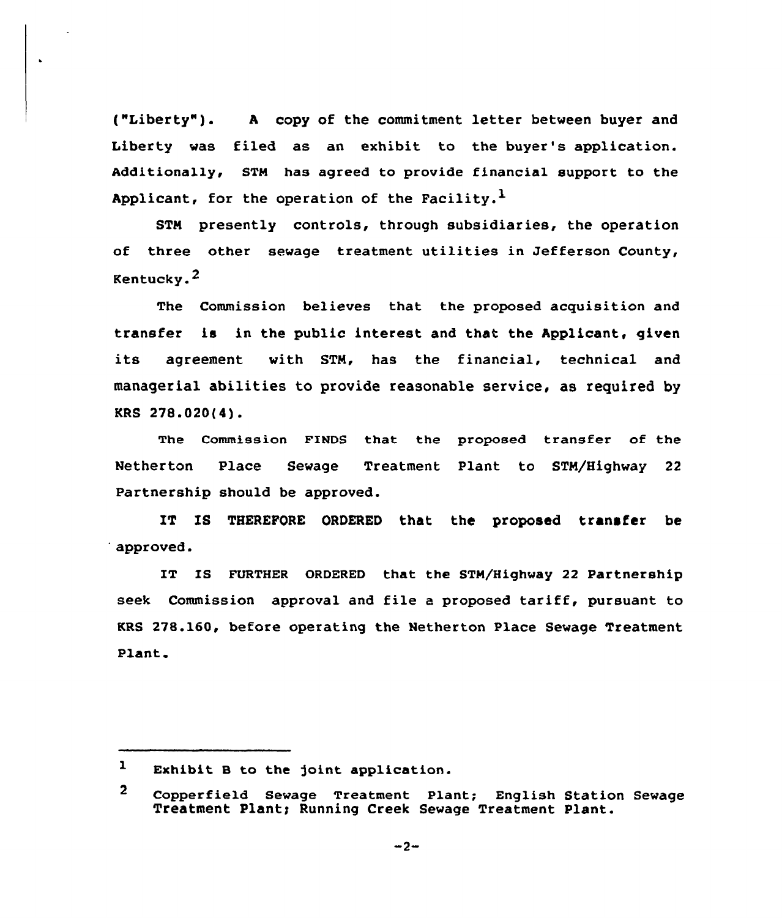("Liberty"). A copy of the commitment letter between buyer and Liberty was filed as an exhibit to the buyer's application. Additionally, STM has agreed to provide financial support to the Applicant, for the operation of the Facility.[1]

STM presently controls, through subsidiaries, the operation of three other sewage treatment utilities in Jefferson County, Kentucky.[2]

The Commission believes that the proposed acquisition and transfer is in the public interest and that the Applicant, given its agreement with STM, has the financial, technical and managerial abilities to provide reasonable service, as required by KRS 278.020(4).

The Commission FINDS that the proposed transfer of the Netherton Place Sewage Treatment Plant to STM/Highway 22 Partnership should be approved.

**IT IS THEREFORE ORDERED that the proposed transfer be approved.**

IT IS FURTHER ORDERED that the STM/Highway 22 Partnership seek Commission approval and file a proposed tariff, pursuant to KRS 278.160, before operating the Netherton Place Sewage Treatment Plant.

---

[1] Exhibit B to the joint application.

[2] Copperfield Sewage Treatment Plant; English Station Sewage Treatment Plant; Running Creek Sewage Treatment Plant.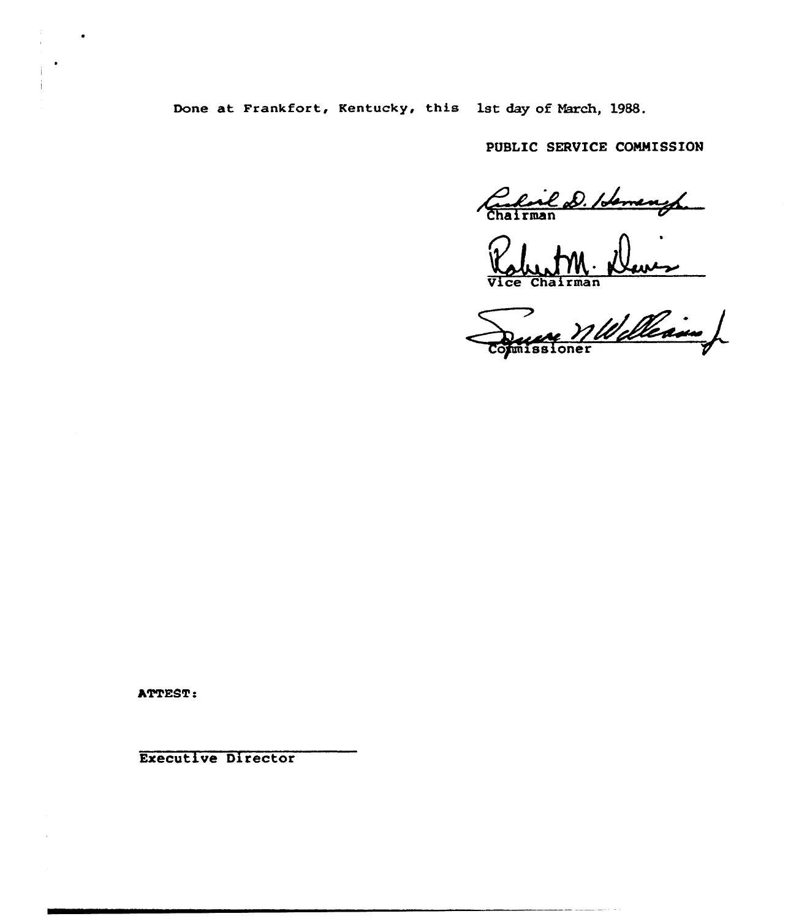Done at Frankfort, Kentucky, this 1st day of March, 1988.

PUBLIC SERVICE COMMISSION

Chairman

Vice Chairman

Commissioner

ATTEST:

Executive Director